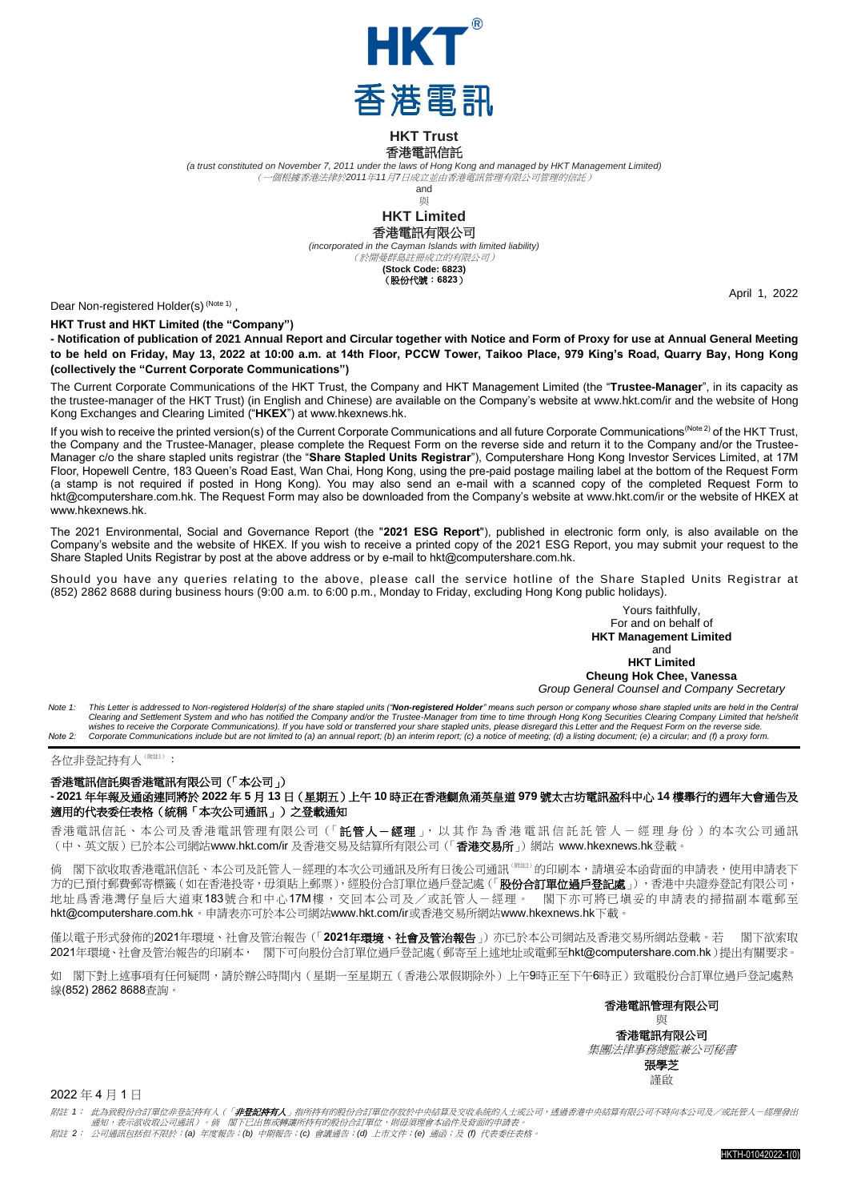HKT
香港電訊

# HKT Trust
## 香港電訊信託

*(a trust constituted on November 7, 2011 under the laws of Hong Kong and managed by HKT Management Limited)*
*（一個根據香港法律於2011年11月7日成立並由香港電訊管理有限公司管理的信託）*

and
與

# HKT Limited
## 香港電訊有限公司

*(incorporated in the Cayman Islands with limited liability)*
*（於開曼群島註冊成立的有限公司）*

**(Stock Code: 6823)**
**（股份代號：6823）**

April 1, 2022

Dear Non-registered Holder(s) [Note 1] ,

**HKT Trust and HKT Limited (the "Company")**

**- Notification of publication of 2021 Annual Report and Circular together with Notice and Form of Proxy for use at Annual General Meeting to be held on Friday, May 13, 2022 at 10:00 a.m. at 14th Floor, PCCW Tower, Taikoo Place, 979 King's Road, Quarry Bay, Hong Kong (collectively the "Current Corporate Communications")**

The Current Corporate Communications of the HKT Trust, the Company and HKT Management Limited (the "**Trustee-Manager**", in its capacity as the trustee-manager of the HKT Trust) (in English and Chinese) are available on the Company's website at www.hkt.com/ir and the website of Hong Kong Exchanges and Clearing Limited ("**HKEX**") at www.hkexnews.hk.

If you wish to receive the printed version(s) of the Current Corporate Communications and all future Corporate Communications [Note 2] of the HKT Trust, the Company and the Trustee-Manager, please complete the Request Form on the reverse side and return it to the Company and/or the Trustee-Manager c/o the share stapled units registrar (the "**Share Stapled Units Registrar**"), Computershare Hong Kong Investor Services Limited, at 17M Floor, Hopewell Centre, 183 Queen's Road East, Wan Chai, Hong Kong, using the pre-paid postage mailing label at the bottom of the Request Form (a stamp is not required if posted in Hong Kong). You may also send an e-mail with a scanned copy of the completed Request Form to hkt@computershare.com.hk. The Request Form may also be downloaded from the Company's website at www.hkt.com/ir or the website of HKEX at www.hkexnews.hk.

The 2021 Environmental, Social and Governance Report (the "**2021 ESG Report**"), published in electronic form only, is also available on the Company's website and the website of HKEX. If you wish to receive a printed copy of the 2021 ESG Report, you may submit your request to the Share Stapled Units Registrar by post at the above address or by e-mail to hkt@computershare.com.hk.

Should you have any queries relating to the above, please call the service hotline of the Share Stapled Units Registrar at (852) 2862 8688 during business hours (9:00 a.m. to 6:00 p.m., Monday to Friday, excluding Hong Kong public holidays).

Yours faithfully,
For and on behalf of
**HKT Management Limited**
and
**HKT Limited**
**Cheung Hok Chee, Vanessa**
*Group General Counsel and Company Secretary*

*Note 1: This Letter is addressed to Non-registered Holder(s) of the share stapled units ("**Non-registered Holder**" means such person or company whose share stapled units are held in the Central Clearing and Settlement System and who has notified the Company and/or the Trustee-Manager from time to time through Hong Kong Securities Clearing Company Limited that he/she/it wishes to receive the Corporate Communications). If you have sold or transferred your share stapled units, please disregard this Letter and the Request Form on the reverse side.*
*Note 2: Corporate Communications include but are not limited to (a) an annual report; (b) an interim report; (c) a notice of meeting; (d) a listing document; (e) a circular; and (f) a proxy form.*

---

各位非登記持有人 [附註1] ：

**香港電訊信託與香港電訊有限公司（「本公司」）**

**- 2021 年年報及通函連同將於 2022 年 5 月 13 日（星期五）上午 10 時正在香港鰂魚涌英皇道 979 號太古坊電訊盈科中心 14 樓舉行的週年大會通告及適用的代表委任表格（統稱「本次公司通訊」）之登載通知**

香港電訊信託、本公司及香港電訊管理有限公司（「**託管人－經理**」，以其作為香港電訊信託託管人－經理身份）的本次公司通訊（中、英文版）已於本公司網站www.hkt.com/ir 及香港交易及結算所有限公司（「**香港交易所**」）網站 www.hkexnews.hk登載。

倘 閣下欲收取香港電訊信託、本公司及託管人－經理的本次公司通訊及所有日後公司通訊 [附註2] 的印刷本，請填妥本函背面的申請表，使用申請表下方的已預付郵費郵寄標籤（如在香港投寄，毋須貼上郵票），經股份合訂單位過戶登記處（「**股份合訂單位過戶登記處**」），香港中央證券登記有限公司，地址爲香港灣仔皇后大道東183號合和中心17M樓，交回本公司及／或託管人－經理。 閣下亦可將已填妥的申請表的掃描副本電郵至hkt@computershare.com.hk。申請表亦可於本公司網站www.hkt.com/ir或香港交易所網站www.hkexnews.hk下載。

僅以電子形式發佈的2021年環境、社會及管治報告（「**2021年環境、社會及管治報告**」）亦已於本公司網站及香港交易所網站登載。若 閣下欲索取2021年環境、社會及管治報告的印刷本， 閣下可向股份合訂單位過戶登記處（郵寄至上述地址或電郵至hkt@computershare.com.hk）提出有關要求。

如 閣下對上述事項有任何疑問，請於辦公時間內（星期一至星期五（香港公眾假期除外）上午9時正至下午6時正）致電股份合訂單位過戶登記處熱線(852) 2862 8688查詢。

**香港電訊管理有限公司**
與
**香港電訊有限公司**
*集團法律事務總監兼公司秘書*
**張學芝**
謹啟

2022 年 4 月 1 日

*附註 1： 此為致股份合訂單位非登記持有人（「**非登記持有人**」指所持有的股份合訂單位存放於中央結算及交收系統的人士或公司，透過香港中央結算有限公司不時向本公司及／或託管人－經理發出通知，表示欲收取公司通訊）。倘 閣下已出售或轉讓所持有的股份合訂單位，則毋須理會本函件及背面的申請表。*
*附註 2： 公司通訊包括但不限於：(a) 年度報告；(b) 中期報告；(c) 會議通告；(d) 上市文件；(e) 通函；及 (f) 代表委任表格。*

HKTH-01042022-1(0)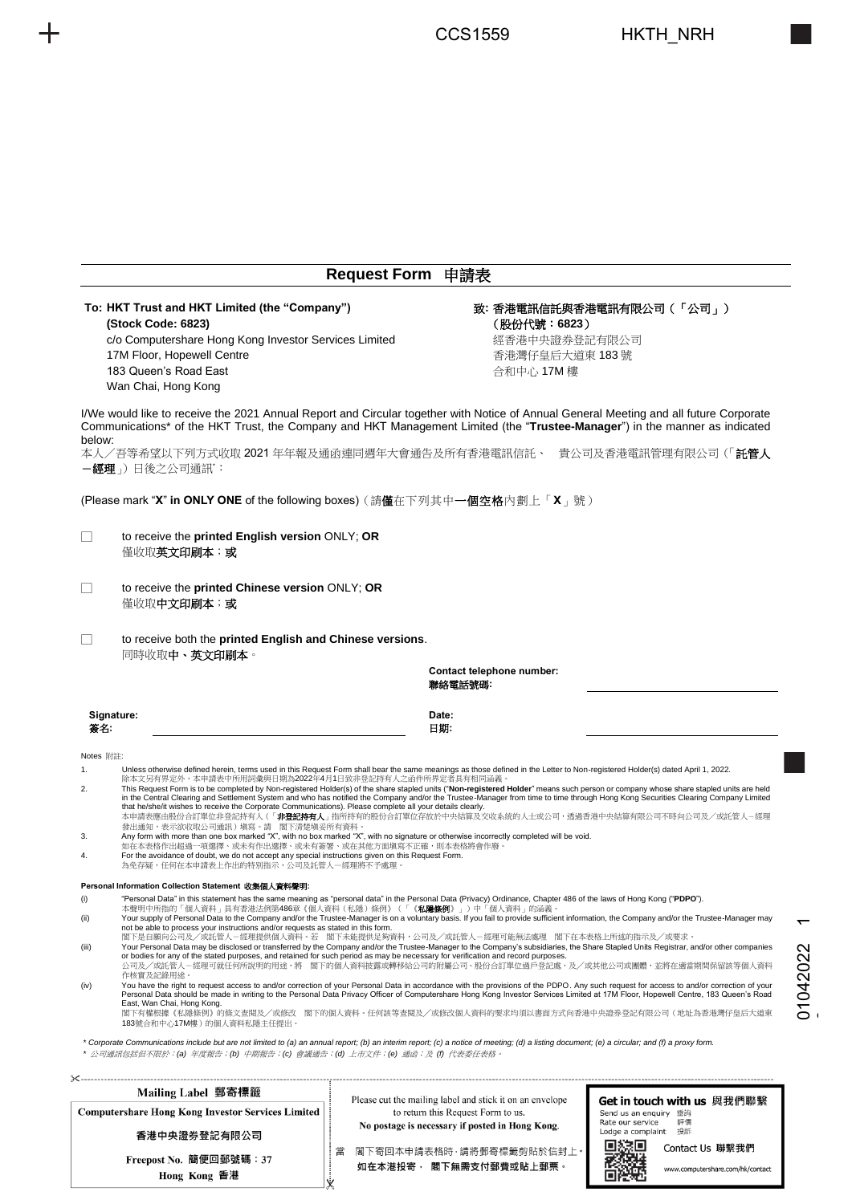CCS1559 HKTH_NRH

# Request Form 申請表

**To: HKT Trust and HKT Limited (the "Company")**
**(Stock Code: 6823)**
c/o Computershare Hong Kong Investor Services Limited
17M Floor, Hopewell Centre
183 Queen's Road East
Wan Chai, Hong Kong

**致: 香港電訊信託與香港電訊有限公司（「公司」）**
**（股份代號：6823）**
經香港中央證券登記有限公司
香港灣仔皇后大道東 183 號
合和中心 17M 樓

I/We would like to receive the 2021 Annual Report and Circular together with Notice of Annual General Meeting and all future Corporate Communications* of the HKT Trust, the Company and HKT Management Limited (the "**Trustee-Manager**") in the manner as indicated below:

本人／吾等希望以下列方式收取 2021 年年報及通函連同週年大會通告及所有香港電訊信託、 貴公司及香港電訊管理有限公司（「**託管人－經理**」）日後之公司通訊*：

(Please mark "**X**" **in ONLY ONE** of the following boxes)（請**僅**在下列其中**一個空格**內劃上「**X**」號）

☐ to receive the **printed English version** ONLY; **OR**
僅收取**英文印刷本；或**

☐ to receive the **printed Chinese version** ONLY; **OR**
僅收取**中文印刷本；或**

☐ to receive both the **printed English and Chinese versions**.
同時收取**中、英文印刷本**。

**Contact telephone number:**
**聯絡電話號碼:** ____________________

**Signature:**
**簽名:** ____________________

**Date:**
**日期:** ____________________

Notes 附註:

1. Unless otherwise defined herein, terms used in this Request Form shall bear the same meanings as those defined in the Letter to Non-registered Holder(s) dated April 1, 2022.
除本文另有界定外，本申請表中所用詞彙與日期為2022年4月1日致非登記持有人之函件所界定者具有相同涵義。
2. This Request Form is to be completed by Non-registered Holder(s) of the share stapled units ("**Non-registered Holder**" means such person or company whose share stapled units are held in the Central Clearing and Settlement System and who has notified the Company and/or the Trustee-Manager from time to time through Hong Kong Securities Clearing Company Limited that he/she/it wishes to receive the Corporate Communications). Please complete all your details clearly.
本申請表應由股份合訂單位非登記持有人（「**非登記持有人**」指所持有的股份合訂單位存放於中央結算及交收系統的人士或公司，透過香港中央結算有限公司不時向公司及／或託管人－經理發出通知，表示欲收取公司通訊）填寫。請 閣下清楚填妥所有資料。
3. Any form with more than one box marked "X", with no box marked "X", with no signature or otherwise incorrectly completed will be void.
如在本表格作出超過一項選擇、或未有作出選擇、或未有簽署、或在其他方面填寫不正確，則本表格將會作廢。
4. For the avoidance of doubt, we do not accept any special instructions given on this Request Form.
為免存疑，任何在本申請表上作出的特別指示，公司及託管人－經理將不予處理。

**Personal Information Collection Statement 收集個人資料聲明:**

(i) "Personal Data" in this statement has the same meaning as "personal data" in the Personal Data (Privacy) Ordinance, Chapter 486 of the laws of Hong Kong ("**PDPO**").
本聲明中所指的「個人資料」具有香港法例第486章《個人資料（私隱）條例》（「《**私隱條例**》」）中「個人資料」的涵義。
(ii) Your supply of Personal Data to the Company and/or the Trustee-Manager is on a voluntary basis. If you fail to provide sufficient information, the Company and/or the Trustee-Manager may not be able to process your instructions and/or requests as stated in this form.
閣下是自願向公司及／或託管人－經理提供個人資料。若 閣下未能提供足夠資料，公司及／或託管人－經理可能無法處理 閣下在本表格上所述的指示及／或要求。
(iii) Your Personal Data may be disclosed or transferred by the Company and/or the Trustee-Manager to the Company's subsidiaries, the Share Stapled Units Registrar, and/or other companies or bodies for any of the stated purposes, and retained for such period as may be necessary for verification and record purposes.
公司及／或託管人－經理可就任何所說明的用途，將 閣下的個人資料披露或轉移給公司的附屬公司、股份合訂單位過戶登記處，及／或其他公司或團體，並將在適當期間保留該等個人資料作核實及記錄用途。
(iv) You have the right to request access to and/or correction of your Personal Data in accordance with the provisions of the PDPO. Any such request for access to and/or correction of your Personal Data should be made in writing to the Personal Data Privacy Officer of Computershare Hong Kong Investor Services Limited at 17M Floor, Hopewell Centre, 183 Queen's Road East, Wan Chai, Hong Kong.
閣下有權根據《私隱條例》的條文查閱及／或修改 閣下的個人資料。任何該等查閱及／或修改個人資料的要求均須以書面方式向香港中央證券登記有限公司（地址為香港灣仔皇后大道東183號合和中心17M樓）的個人資料私隱主任提出。

*\* Corporate Communications include but are not limited to (a) an annual report; (b) an interim report; (c) a notice of meeting; (d) a listing document; (e) a circular; and (f) a proxy form.*
*\* 公司通訊包括但不限於：(a) 年度報告；(b) 中期報告；(c) 會議通告；(d) 上市文件；(e) 通函；及 (f) 代表委任表格。*

01042022 1

**Mailing Label 郵寄標籤**
**Computershare Hong Kong Investor Services Limited**
**香港中央證券登記有限公司**
**Freepost No. 簡便回郵號碼：37**
**Hong Kong 香港**

Please cut the mailing label and stick it on an envelope to return this Request Form to us.
**No postage is necessary if posted in Hong Kong.**
當 閣下寄回本申請表格時，請將郵寄標籤剪貼於信封上。
**如在本港投寄， 閣下無需支付郵費或貼上郵票。**

**Get in touch with us 與我們聯繫**
Send us an enquiry 垂詢
Rate our service 評價
Lodge a complaint 投訴
Contact Us 聯繫我們
www.computershare.com/hk/contact